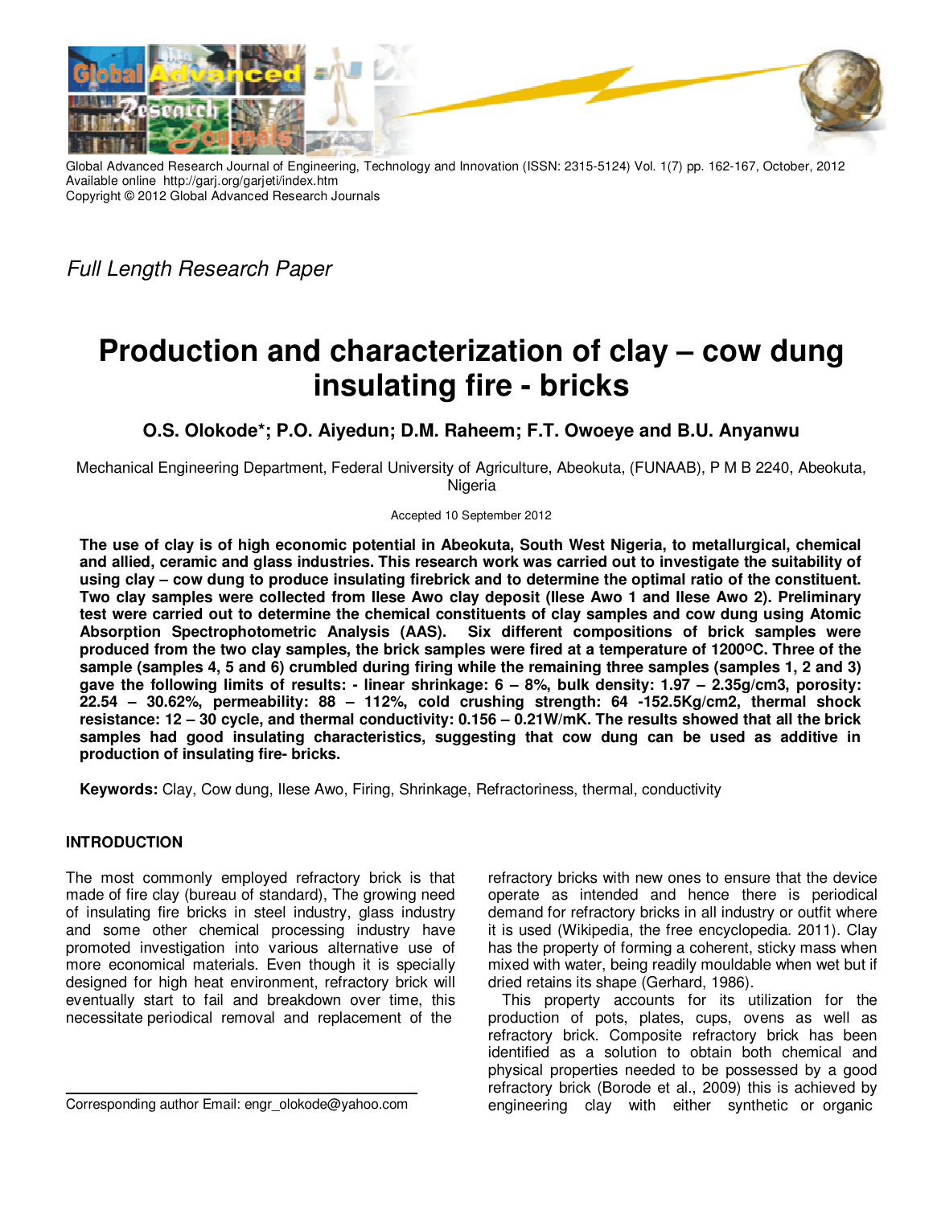Global Advanced Research Journal of Engineering, Technology and Innovation (ISSN: 2315-5124) Vol. 1(7) pp. 162-167, October, 2012
Available online http://garj.org/garjeti/index.htm
Copyright © 2012 Global Advanced Research Journals

*Full Length Research Paper*

# Production and characterization of clay – cow dung insulating fire - bricks

**O.S. Olokode*; P.O. Aiyedun; D.M. Raheem; F.T. Owoeye and B.U. Anyanwu**

Mechanical Engineering Department, Federal University of Agriculture, Abeokuta, (FUNAAB), P M B 2240, Abeokuta, Nigeria

Accepted 10 September 2012

**The use of clay is of high economic potential in Abeokuta, South West Nigeria, to metallurgical, chemical and allied, ceramic and glass industries. This research work was carried out to investigate the suitability of using clay – cow dung to produce insulating firebrick and to determine the optimal ratio of the constituent. Two clay samples were collected from Ilese Awo clay deposit (Ilese Awo 1 and Ilese Awo 2). Preliminary test were carried out to determine the chemical constituents of clay samples and cow dung using Atomic Absorption Spectrophotometric Analysis (AAS). Six different compositions of brick samples were produced from the two clay samples, the brick samples were fired at a temperature of 1200$^{o}$C. Three of the sample (samples 4, 5 and 6) crumbled during firing while the remaining three samples (samples 1, 2 and 3) gave the following limits of results: - linear shrinkage: 6 – 8%, bulk density: 1.97 – 2.35g/cm3, porosity: 22.54 – 30.62%, permeability: 88 – 112%, cold crushing strength: 64 -152.5Kg/cm2, thermal shock resistance: 12 – 30 cycle, and thermal conductivity: 0.156 – 0.21W/mK. The results showed that all the brick samples had good insulating characteristics, suggesting that cow dung can be used as additive in production of insulating fire- bricks.**

**Keywords:** Clay, Cow dung, Ilese Awo, Firing, Shrinkage, Refractoriness, thermal, conductivity

## INTRODUCTION

The most commonly employed refractory brick is that made of fire clay (bureau of standard), The growing need of insulating fire bricks in steel industry, glass industry and some other chemical processing industry have promoted investigation into various alternative use of more economical materials. Even though it is specially designed for high heat environment, refractory brick will eventually start to fail and breakdown over time, this necessitate periodical removal and replacement of the refractory bricks with new ones to ensure that the device operate as intended and hence there is periodical demand for refractory bricks in all industry or outfit where it is used (Wikipedia, the free encyclopedia. 2011). Clay has the property of forming a coherent, sticky mass when mixed with water, being readily mouldable when wet but if dried retains its shape (Gerhard, 1986).

This property accounts for its utilization for the production of pots, plates, cups, ovens as well as refractory brick. Composite refractory brick has been identified as a solution to obtain both chemical and physical properties needed to be possessed by a good refractory brick (Borode et al., 2009) this is achieved by engineering clay with either synthetic or organic

Corresponding author Email: engr_olokode@yahoo.com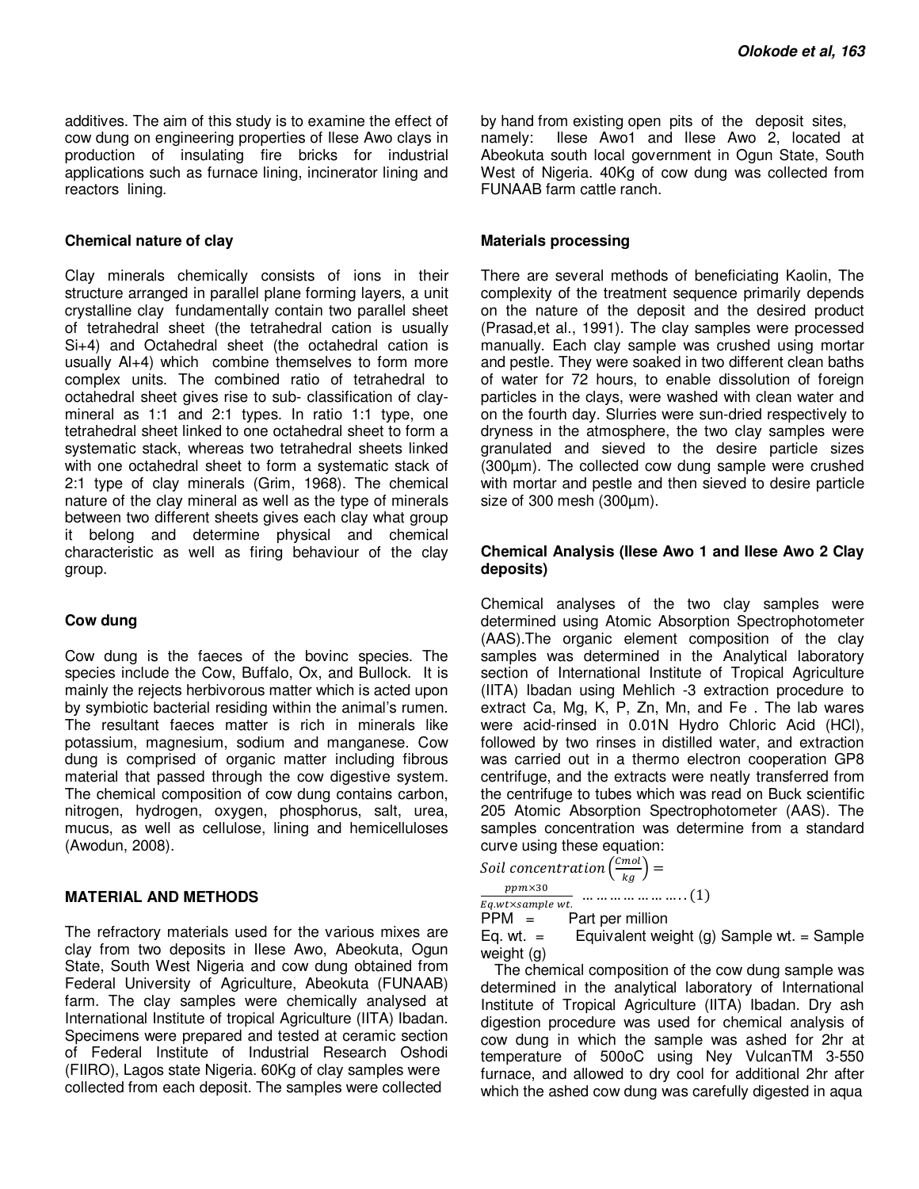additives. The aim of this study is to examine the effect of cow dung on engineering properties of Ilese Awo clays in production of insulating fire bricks for industrial applications such as furnace lining, incinerator lining and reactors lining.

### Chemical nature of clay

Clay minerals chemically consists of ions in their structure arranged in parallel plane forming layers, a unit crystalline clay fundamentally contain two parallel sheet of tetrahedral sheet (the tetrahedral cation is usually Si+4) and Octahedral sheet (the octahedral cation is usually Al+4) which combine themselves to form more complex units. The combined ratio of tetrahedral to octahedral sheet gives rise to sub- classification of clay-mineral as 1:1 and 2:1 types. In ratio 1:1 type, one tetrahedral sheet linked to one octahedral sheet to form a systematic stack, whereas two tetrahedral sheets linked with one octahedral sheet to form a systematic stack of 2:1 type of clay minerals (Grim, 1968). The chemical nature of the clay mineral as well as the type of minerals between two different sheets gives each clay what group it belong and determine physical and chemical characteristic as well as firing behaviour of the clay group.

### Cow dung

Cow dung is the faeces of the bovinc species. The species include the Cow, Buffalo, Ox, and Bullock. It is mainly the rejects herbivorous matter which is acted upon by symbiotic bacterial residing within the animal's rumen. The resultant faeces matter is rich in minerals like potassium, magnesium, sodium and manganese. Cow dung is comprised of organic matter including fibrous material that passed through the cow digestive system. The chemical composition of cow dung contains carbon, nitrogen, hydrogen, oxygen, phosphorus, salt, urea, mucus, as well as cellulose, lining and hemicelluloses (Awodun, 2008).

## MATERIAL AND METHODS

The refractory materials used for the various mixes are clay from two deposits in Ilese Awo, Abeokuta, Ogun State, South West Nigeria and cow dung obtained from Federal University of Agriculture, Abeokuta (FUNAAB) farm. The clay samples were chemically analysed at International Institute of tropical Agriculture (IITA) Ibadan. Specimens were prepared and tested at ceramic section of Federal Institute of Industrial Research Oshodi (FIIRO), Lagos state Nigeria. 60Kg of clay samples were collected from each deposit. The samples were collected by hand from existing open pits of the deposit sites, namely: Ilese Awo1 and Ilese Awo 2, located at Abeokuta south local government in Ogun State, South West of Nigeria. 40Kg of cow dung was collected from FUNAAB farm cattle ranch.

### Materials processing

There are several methods of beneficiating Kaolin, The complexity of the treatment sequence primarily depends on the nature of the deposit and the desired product (Prasad,et al., 1991). The clay samples were processed manually. Each clay sample was crushed using mortar and pestle. They were soaked in two different clean baths of water for 72 hours, to enable dissolution of foreign particles in the clays, were washed with clean water and on the fourth day. Slurries were sun-dried respectively to dryness in the atmosphere, the two clay samples were granulated and sieved to the desire particle sizes (300µm). The collected cow dung sample were crushed with mortar and pestle and then sieved to desire particle size of 300 mesh (300µm).

### Chemical Analysis (Ilese Awo 1 and Ilese Awo 2 Clay deposits)

Chemical analyses of the two clay samples were determined using Atomic Absorption Spectrophotometer (AAS).The organic element composition of the clay samples was determined in the Analytical laboratory section of International Institute of Tropical Agriculture (IITA) Ibadan using Mehlich -3 extraction procedure to extract Ca, Mg, K, P, Zn, Mn, and Fe . The lab wares were acid-rinsed in 0.01N Hydro Chloric Acid (HCl), followed by two rinses in distilled water, and extraction was carried out in a thermo electron cooperation GP8 centrifuge, and the extracts were neatly transferred from the centrifuge to tubes which was read on Buck scientific 205 Atomic Absorption Spectrophotometer (AAS). The samples concentration was determine from a standard curve using these equation:

$$Soil\ concentration\left(\frac{Cmol}{kg}\right) = \frac{ppm \times 30}{Eq.wt \times sample\ wt.} \quad \ldots\ldots\ldots\ldots\ldots\ldots..(1)$$

PPM = Part per million

Eq. wt. = Equivalent weight (g) Sample wt. = Sample weight (g)

The chemical composition of the cow dung sample was determined in the analytical laboratory of International Institute of Tropical Agriculture (IITA) Ibadan. Dry ash digestion procedure was used for chemical analysis of cow dung in which the sample was ashed for 2hr at temperature of 500oC using Ney VulcanTM 3-550 furnace, and allowed to dry cool for additional 2hr after which the ashed cow dung was carefully digested in aqua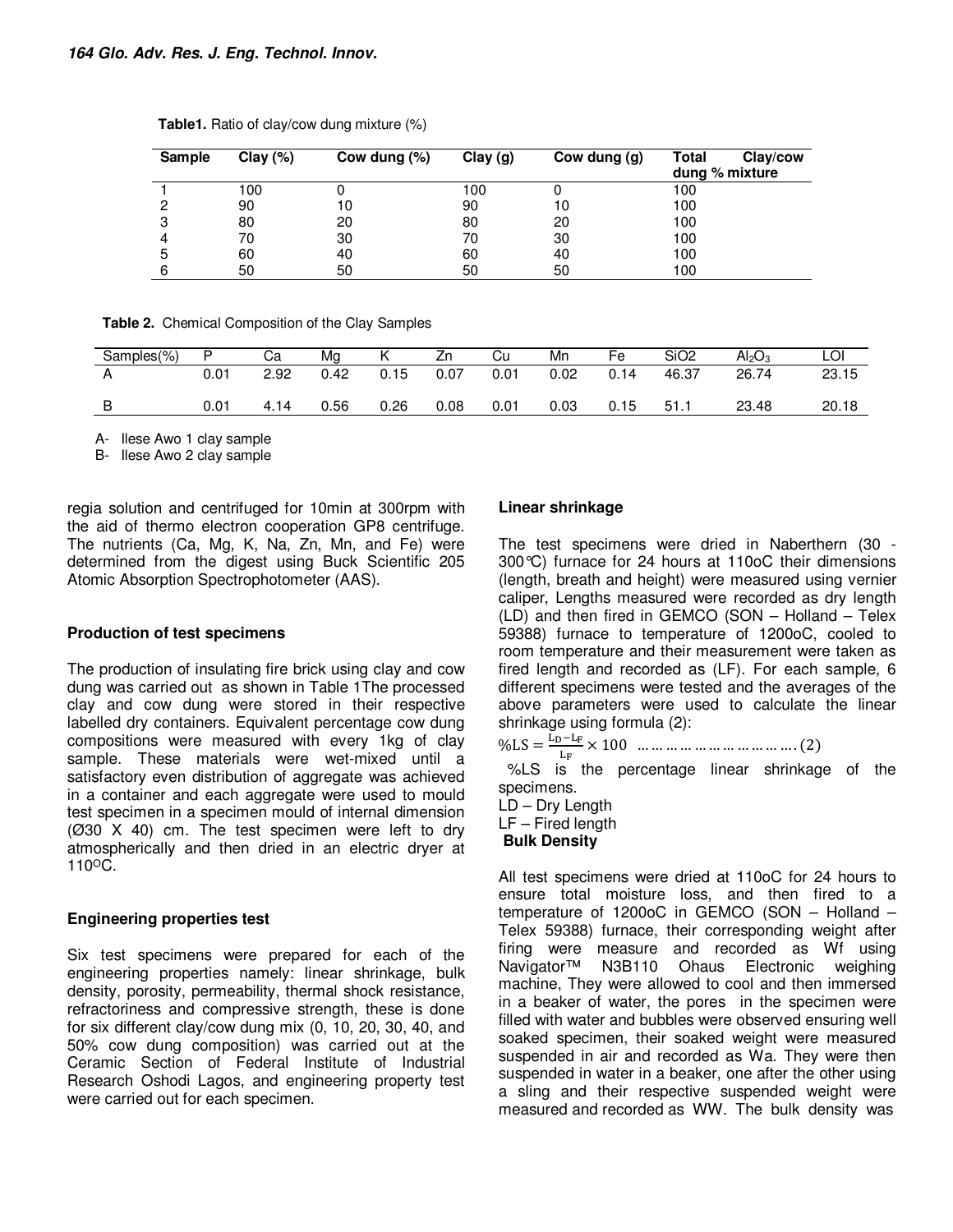**Table1.** Ratio of clay/cow dung mixture (%)

| Sample | Clay (%) | Cow dung (%) | Clay (g) | Cow dung (g) | Total Clay/cow dung % mixture |
|---|---|---|---|---|---|
| 1 | 100 | 0 | 100 | 0 | 100 |
| 2 | 90 | 10 | 90 | 10 | 100 |
| 3 | 80 | 20 | 80 | 20 | 100 |
| 4 | 70 | 30 | 70 | 30 | 100 |
| 5 | 60 | 40 | 60 | 40 | 100 |
| 6 | 50 | 50 | 50 | 50 | 100 |

**Table 2.** Chemical Composition of the Clay Samples

| Samples(%) | P | Ca | Mg | K | Zn | Cu | Mn | Fe | SiO2 | $Al_2O_3$ | LOI |
|---|---|---|---|---|---|---|---|---|---|---|---|
| A | 0.01 | 2.92 | 0.42 | 0.15 | 0.07 | 0.01 | 0.02 | 0.14 | 46.37 | 26.74 | 23.15 |
| B | 0.01 | 4.14 | 0.56 | 0.26 | 0.08 | 0.01 | 0.03 | 0.15 | 51.1 | 23.48 | 20.18 |

A- Ilese Awo 1 clay sample
B- Ilese Awo 2 clay sample

regia solution and centrifuged for 10min at 300rpm with the aid of thermo electron cooperation GP8 centrifuge. The nutrients (Ca, Mg, K, Na, Zn, Mn, and Fe) were determined from the digest using Buck Scientific 205 Atomic Absorption Spectrophotometer (AAS).

**Production of test specimens**

The production of insulating fire brick using clay and cow dung was carried out as shown in Table 1The processed clay and cow dung were stored in their respective labelled dry containers. Equivalent percentage cow dung compositions were measured with every 1kg of clay sample. These materials were wet-mixed until a satisfactory even distribution of aggregate was achieved in a container and each aggregate were used to mould test specimen in a specimen mould of internal dimension (Ø30 X 40) cm. The test specimen were left to dry atmospherically and then dried in an electric dryer at 110ᴼC.

**Engineering properties test**

Six test specimens were prepared for each of the engineering properties namely: linear shrinkage, bulk density, porosity, permeability, thermal shock resistance, refractoriness and compressive strength, these is done for six different clay/cow dung mix (0, 10, 20, 30, 40, and 50% cow dung composition) was carried out at the Ceramic Section of Federal Institute of Industrial Research Oshodi Lagos, and engineering property test were carried out for each specimen.

**Linear shrinkage**

The test specimens were dried in Naberthern (30 - 300℃) furnace for 24 hours at 110oC their dimensions (length, breath and height) were measured using vernier caliper, Lengths measured were recorded as dry length (LD) and then fired in GEMCO (SON – Holland – Telex 59388) furnace to temperature of 1200oC, cooled to room temperature and their measurement were taken as fired length and recorded as (LF). For each sample, 6 different specimens were tested and the averages of the above parameters were used to calculate the linear shrinkage using formula (2):

$$\%LS = \frac{L_D - L_F}{L_F} \times 100 \quad \ldots\ldots\ldots\ldots\ldots\ldots\ldots\ldots\ldots.(2)$$

%LS is the percentage linear shrinkage of the specimens.
LD – Dry Length
LF – Fired length

**Bulk Density**

All test specimens were dried at 110oC for 24 hours to ensure total moisture loss, and then fired to a temperature of 1200oC in GEMCO (SON – Holland – Telex 59388) furnace, their corresponding weight after firing were measure and recorded as Wf using Navigator™ N3B110 Ohaus Electronic weighing machine, They were allowed to cool and then immersed in a beaker of water, the pores in the specimen were filled with water and bubbles were observed ensuring well soaked specimen, their soaked weight were measured suspended in air and recorded as Wa. They were then suspended in water in a beaker, one after the other using a sling and their respective suspended weight were measured and recorded as WW. The bulk density was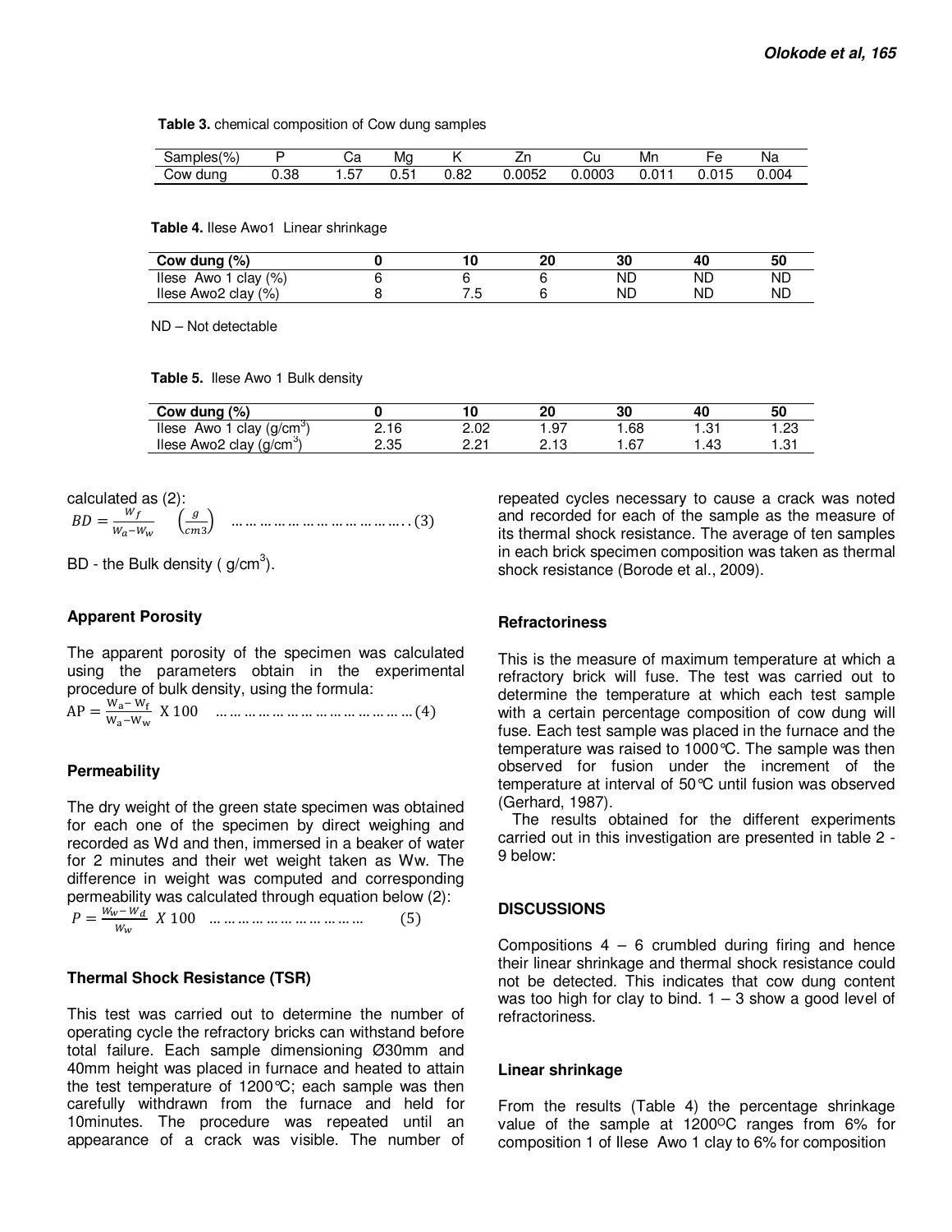**Table 3.** chemical composition of Cow dung samples

| Samples(%) | P | Ca | Mg | K | Zn | Cu | Mn | Fe | Na |
|---|---|---|---|---|---|---|---|---|---|
| Cow dung | 0.38 | 1.57 | 0.51 | 0.82 | 0.0052 | 0.0003 | 0.011 | 0.015 | 0.004 |

**Table 4.** Ilese Awo1 Linear shrinkage

| **Cow dung (%)** | **0** | **10** | **20** | **30** | **40** | **50** |
|---|---|---|---|---|---|---|
| Ilese Awo 1 clay (%) | 6 | 6 | 6 | ND | ND | ND |
| Ilese Awo2 clay (%) | 8 | 7.5 | 6 | ND | ND | ND |

ND – Not detectable

**Table 5.** Ilese Awo 1 Bulk density

| **Cow dung (%)** | **0** | **10** | **20** | **30** | **40** | **50** |
|---|---|---|---|---|---|---|
| Ilese Awo 1 clay (g/cm$^3$) | 2.16 | 2.02 | 1.97 | 1.68 | 1.31 | 1.23 |
| Ilese Awo2 clay (g/cm$^3$) | 2.35 | 2.21 | 2.13 | 1.67 | 1.43 | 1.31 |

calculated as (2):

$$BD = \frac{W_f}{W_a - W_w} \quad \left(\frac{g}{cm3}\right) \quad \ldots\ldots\ldots\ldots\ldots\ldots\ldots\ldots\ldots\ldots\ldots\ldots..(3)$$

BD - the Bulk density ( g/cm$^3$).

### Apparent Porosity

The apparent porosity of the specimen was calculated using the parameters obtain in the experimental procedure of bulk density, using the formula:

$$AP = \frac{W_a - W_f}{W_a - W_w} \; X\,100 \quad \ldots\ldots\ldots\ldots\ldots\ldots\ldots\ldots\ldots\ldots\ldots\ldots\ldots(4)$$

### Permeability

The dry weight of the green state specimen was obtained for each one of the specimen by direct weighing and recorded as Wd and then, immersed in a beaker of water for 2 minutes and their wet weight taken as Ww. The difference in weight was computed and corresponding permeability was calculated through equation below (2):

$$P = \frac{W_w - W_d}{W_w} \; X\,100 \quad \ldots\ldots\ldots\ldots\ldots\ldots\ldots\ldots\ldots\ldots \qquad (5)$$

### Thermal Shock Resistance (TSR)

This test was carried out to determine the number of operating cycle the refractory bricks can withstand before total failure. Each sample dimensioning Ø30mm and 40mm height was placed in furnace and heated to attain the test temperature of 1200℃; each sample was then carefully withdrawn from the furnace and held for 10minutes. The procedure was repeated until an appearance of a crack was visible. The number of repeated cycles necessary to cause a crack was noted and recorded for each of the sample as the measure of its thermal shock resistance. The average of ten samples in each brick specimen composition was taken as thermal shock resistance (Borode et al., 2009).

### Refractoriness

This is the measure of maximum temperature at which a refractory brick will fuse. The test was carried out to determine the temperature at which each test sample with a certain percentage composition of cow dung will fuse. Each test sample was placed in the furnace and the temperature was raised to 1000℃. The sample was then observed for fusion under the increment of the temperature at interval of 50℃ until fusion was observed (Gerhard, 1987).

The results obtained for the different experiments carried out in this investigation are presented in table 2 - 9 below:

## DISCUSSIONS

Compositions 4 – 6 crumbled during firing and hence their linear shrinkage and thermal shock resistance could not be detected. This indicates that cow dung content was too high for clay to bind. 1 – 3 show a good level of refractoriness.

### Linear shrinkage

From the results (Table 4) the percentage shrinkage value of the sample at 1200$^{O}$C ranges from 6% for composition 1 of Ilese Awo 1 clay to 6% for composition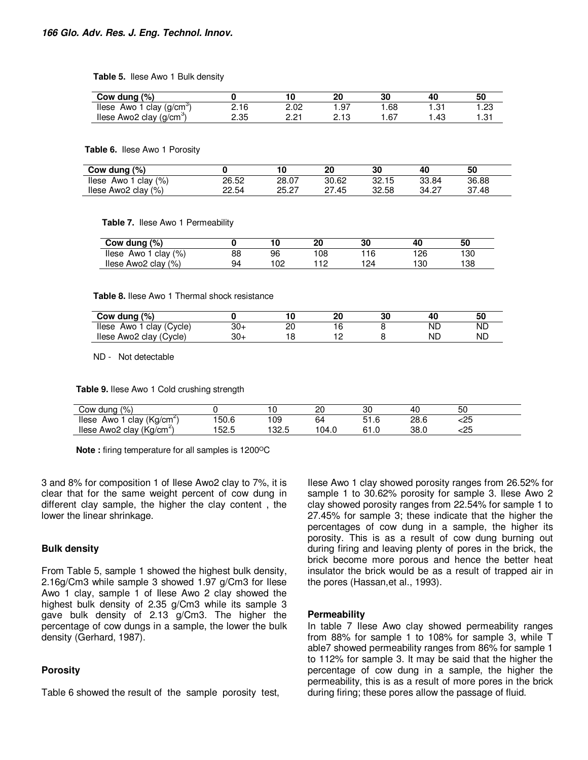**Table 5.** Ilese Awo 1 Bulk density

| Cow dung (%) | 0 | 10 | 20 | 30 | 40 | 50 |
|---|---|---|---|---|---|---|
| Ilese Awo 1 clay (g/cm$^3$) | 2.16 | 2.02 | 1.97 | 1.68 | 1.31 | 1.23 |
| Ilese Awo2 clay (g/cm$^3$) | 2.35 | 2.21 | 2.13 | 1.67 | 1.43 | 1.31 |

**Table 6.** Ilese Awo 1 Porosity

| Cow dung (%) | 0 | 10 | 20 | 30 | 40 | 50 |
|---|---|---|---|---|---|---|
| Ilese Awo 1 clay (%) | 26.52 | 28.07 | 30.62 | 32.15 | 33.84 | 36.88 |
| Ilese Awo2 clay (%) | 22.54 | 25.27 | 27.45 | 32.58 | 34.27 | 37.48 |

**Table 7.** Ilese Awo 1 Permeability

| Cow dung (%) | 0 | 10 | 20 | 30 | 40 | 50 |
|---|---|---|---|---|---|---|
| Ilese Awo 1 clay (%) | 88 | 96 | 108 | 116 | 126 | 130 |
| Ilese Awo2 clay (%) | 94 | 102 | 112 | 124 | 130 | 138 |

**Table 8.** Ilese Awo 1 Thermal shock resistance

| Cow dung (%) | 0 | 10 | 20 | 30 | 40 | 50 |
|---|---|---|---|---|---|---|
| Ilese Awo 1 clay (Cycle) | 30+ | 20 | 16 | 8 | ND | ND |
| Ilese Awo2 clay (Cycle) | 30+ | 18 | 12 | 8 | ND | ND |

ND - Not detectable

**Table 9.** Ilese Awo 1 Cold crushing strength

| Cow dung (%) | 0 | 10 | 20 | 30 | 40 | 50 |
|---|---|---|---|---|---|---|
| Ilese Awo 1 clay (Kg/cm$^2$) | 150.6 | 109 | 64 | 51.6 | 28.6 | <25 |
| Ilese Awo2 clay (Kg/cm$^2$) | 152.5 | 132.5 | 104.0 | 61.0 | 38.0 | <25 |

**Note :** firing temperature for all samples is 1200°C

3 and 8% for composition 1 of Ilese Awo2 clay to 7%, it is clear that for the same weight percent of cow dung in different clay sample, the higher the clay content , the lower the linear shrinkage.

### Bulk density

From Table 5, sample 1 showed the highest bulk density, 2.16g/Cm3 while sample 3 showed 1.97 g/Cm3 for Ilese Awo 1 clay, sample 1 of Ilese Awo 2 clay showed the highest bulk density of 2.35 g/Cm3 while its sample 3 gave bulk density of 2.13 g/Cm3. The higher the percentage of cow dungs in a sample, the lower the bulk density (Gerhard, 1987).

### Porosity

Table 6 showed the result of the sample porosity test, Ilese Awo 1 clay showed porosity ranges from 26.52% for sample 1 to 30.62% porosity for sample 3. Ilese Awo 2 clay showed porosity ranges from 22.54% for sample 1 to 27.45% for sample 3; these indicate that the higher the percentages of cow dung in a sample, the higher its porosity. This is as a result of cow dung burning out during firing and leaving plenty of pores in the brick, the brick become more porous and hence the better heat insulator the brick would be as a result of trapped air in the pores (Hassan,et al., 1993).

### Permeability

In table 7 Ilese Awo clay showed permeability ranges from 88% for sample 1 to 108% for sample 3, while T able7 showed permeability ranges from 86% for sample 1 to 112% for sample 3. It may be said that the higher the percentage of cow dung in a sample, the higher the permeability, this is as a result of more pores in the brick during firing; these pores allow the passage of fluid.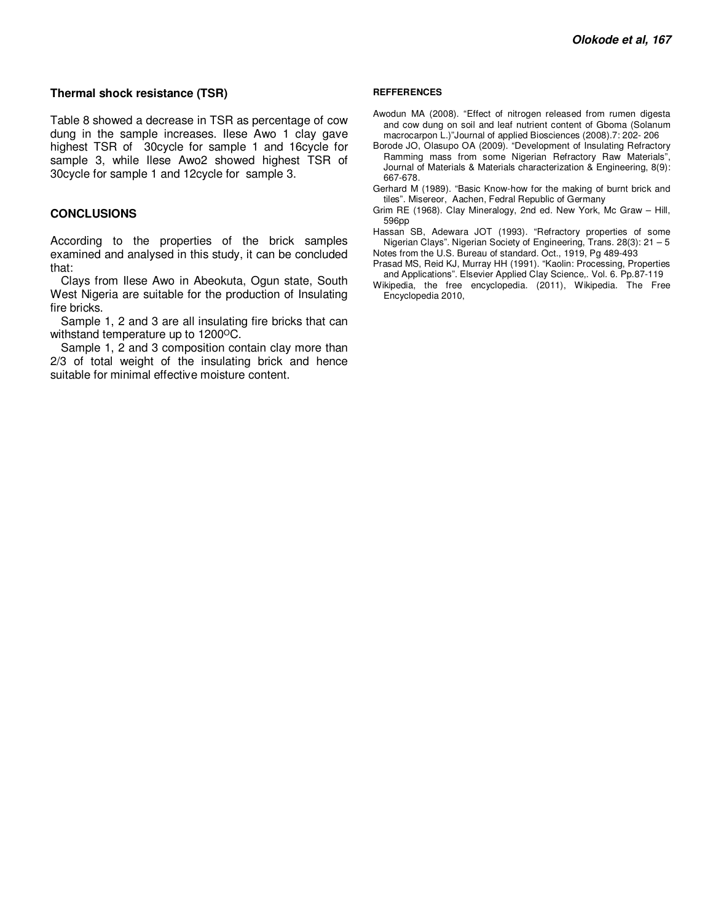## Thermal shock resistance (TSR)

Table 8 showed a decrease in TSR as percentage of cow dung in the sample increases. Ilese Awo 1 clay gave highest TSR of 30cycle for sample 1 and 16cycle for sample 3, while Ilese Awo2 showed highest TSR of 30cycle for sample 1 and 12cycle for sample 3.

## CONCLUSIONS

According to the properties of the brick samples examined and analysed in this study, it can be concluded that:

Clays from Ilese Awo in Abeokuta, Ogun state, South West Nigeria are suitable for the production of Insulating fire bricks.

Sample 1, 2 and 3 are all insulating fire bricks that can withstand temperature up to 1200$^{O}$C.

Sample 1, 2 and 3 composition contain clay more than 2/3 of total weight of the insulating brick and hence suitable for minimal effective moisture content.

## REFFERENCES

Awodun MA (2008). "Effect of nitrogen released from rumen digesta and cow dung on soil and leaf nutrient content of Gboma (Solanum macrocarpon L.)"Journal of applied Biosciences (2008).7: 202- 206

Borode JO, Olasupo OA (2009). "Development of Insulating Refractory Ramming mass from some Nigerian Refractory Raw Materials", Journal of Materials & Materials characterization & Engineering, 8(9): 667-678.

Gerhard M (1989). "Basic Know-how for the making of burnt brick and tiles". Misereor, Aachen, Fedral Republic of Germany

Grim RE (1968). Clay Mineralogy, 2nd ed. New York, Mc Graw – Hill, 596pp

Hassan SB, Adewara JOT (1993). "Refractory properties of some Nigerian Clays". Nigerian Society of Engineering, Trans. 28(3): 21 – 5

Notes from the U.S. Bureau of standard. Oct., 1919, Pg 489-493

Prasad MS, Reid KJ, Murray HH (1991). "Kaolin: Processing, Properties and Applications". Elsevier Applied Clay Science,. Vol. 6. Pp.87-119

Wikipedia, the free encyclopedia. (2011), Wikipedia. The Free Encyclopedia 2010,